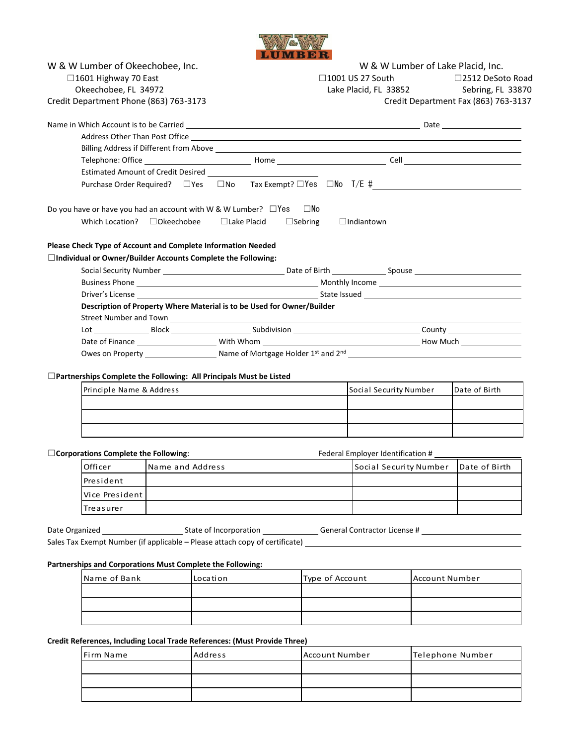W & W LUMBER

W & W Lumber of Okeechobee, Inc.
☐1601 Highway 70 East
Okeechobee, FL 34972
Credit Department Phone (863) 763-3173

W & W Lumber of Lake Placid, Inc.
☐1001 US 27 South
Lake Placid, FL 33852
☐2512 DeSoto Road
Sebring, FL 33870
Credit Department Fax (863) 763-3137

Name in Which Account is to be Carried ______________________ Date ____________

Address Other Than Post Office ______________________

Billing Address if Different from Above ______________________

Telephone: Office ____________ Home ____________ Cell ____________

Estimated Amount of Credit Desired ____________

Purchase Order Required? ☐Yes ☐No Tax Exempt? ☐Yes ☐No T/E # ____________

Do you have or have you had an account with W & W Lumber? ☐Yes ☐No

Which Location? ☐Okeechobee ☐Lake Placid ☐Sebring ☐Indiantown

**Please Check Type of Account and Complete Information Needed**

☐**Individual or Owner/Builder Accounts Complete the Following:**

Social Security Number ____________ Date of Birth ____________ Spouse ____________

Business Phone ____________ Monthly Income ____________

Driver's License ____________ State Issued ____________

**Description of Property Where Material is to be Used for Owner/Builder**

Street Number and Town ______________________

Lot ________ Block ________ Subdivision ____________ County ____________

Date of Finance ____________ With Whom ____________ How Much ____________

Owes on Property ____________ Name of Mortgage Holder 1st and 2nd ____________

☐**Partnerships Complete the Following: All Principals Must be Listed**

| Principle Name & Address | Social Security Number | Date of Birth |
|---|---|---|
| | | |
| | | |
| | | |

☐**Corporations Complete the Following**: Federal Employer Identification # ____________

| Officer | Name and Address | Social Security Number | Date of Birth |
|---|---|---|---|
| President | | | |
| Vice President | | | |
| Treasurer | | | |

Date Organized ____________ State of Incorporation ____________ General Contractor License # ____________

Sales Tax Exempt Number (if applicable – Please attach copy of certificate) ____________

**Partnerships and Corporations Must Complete the Following:**

| Name of Bank | Location | Type of Account | Account Number |
|---|---|---|---|
| | | | |
| | | | |
| | | | |

**Credit References, Including Local Trade References: (Must Provide Three)**

| Firm Name | Address | Account Number | Telephone Number |
|---|---|---|---|
| | | | |
| | | | |
| | | | |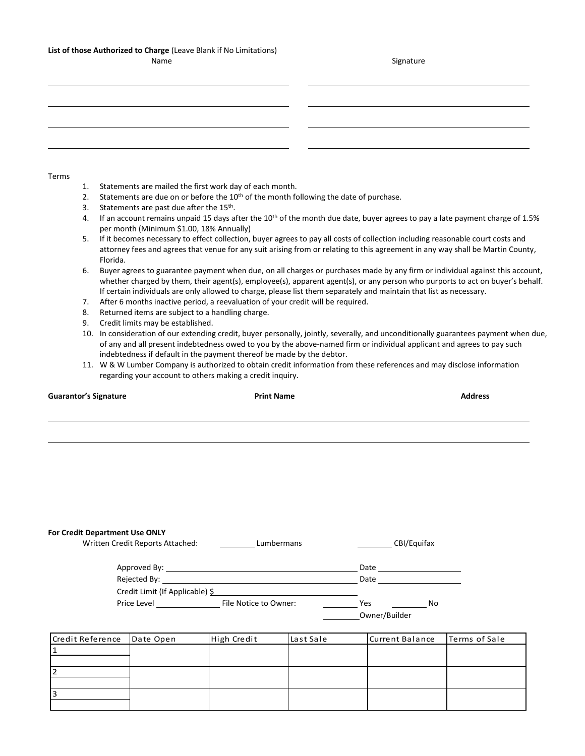**List of those Authorized to Charge** (Leave Blank if No Limitations)

| Name | Signature |
|---|---|
| | |
| | |
| | |
| | |

Terms

1. Statements are mailed the first work day of each month.
2. Statements are due on or before the 10th of the month following the date of purchase.
3. Statements are past due after the 15th.
4. If an account remains unpaid 15 days after the 10th of the month due date, buyer agrees to pay a late payment charge of 1.5% per month (Minimum $1.00, 18% Annually)
5. If it becomes necessary to effect collection, buyer agrees to pay all costs of collection including reasonable court costs and attorney fees and agrees that venue for any suit arising from or relating to this agreement in any way shall be Martin County, Florida.
6. Buyer agrees to guarantee payment when due, on all charges or purchases made by any firm or individual against this account, whether charged by them, their agent(s), employee(s), apparent agent(s), or any person who purports to act on buyer's behalf. If certain individuals are only allowed to charge, please list them separately and maintain that list as necessary.
7. After 6 months inactive period, a reevaluation of your credit will be required.
8. Returned items are subject to a handling charge.
9. Credit limits may be established.
10. In consideration of our extending credit, buyer personally, jointly, severally, and unconditionally guarantees payment when due, of any and all present indebtedness owed to you by the above-named firm or individual applicant and agrees to pay such indebtedness if default in the payment thereof be made by the debtor.
11. W & W Lumber Company is authorized to obtain credit information from these references and may disclose information regarding your account to others making a credit inquiry.

| **Guarantor's Signature** | **Print Name** | **Address** |
|---|---|---|
| | | |
| | | |

**For Credit Department Use ONLY**

Written Credit Reports Attached: ________ Lumbermans ________ CBI/Equifax

Approved By: ____________________ Date ____________

Rejected By: ____________________ Date ____________

Credit Limit (If Applicable) $ ____________________

Price Level ____________ File Notice to Owner: ________ Yes ________ No

________ Owner/Builder

| Credit Reference | Date Open | High Credit | Last Sale | Current Balance | Terms of Sale |
|---|---|---|---|---|---|
| 1 | | | | | |
| 2 | | | | | |
| 3 | | | | | |